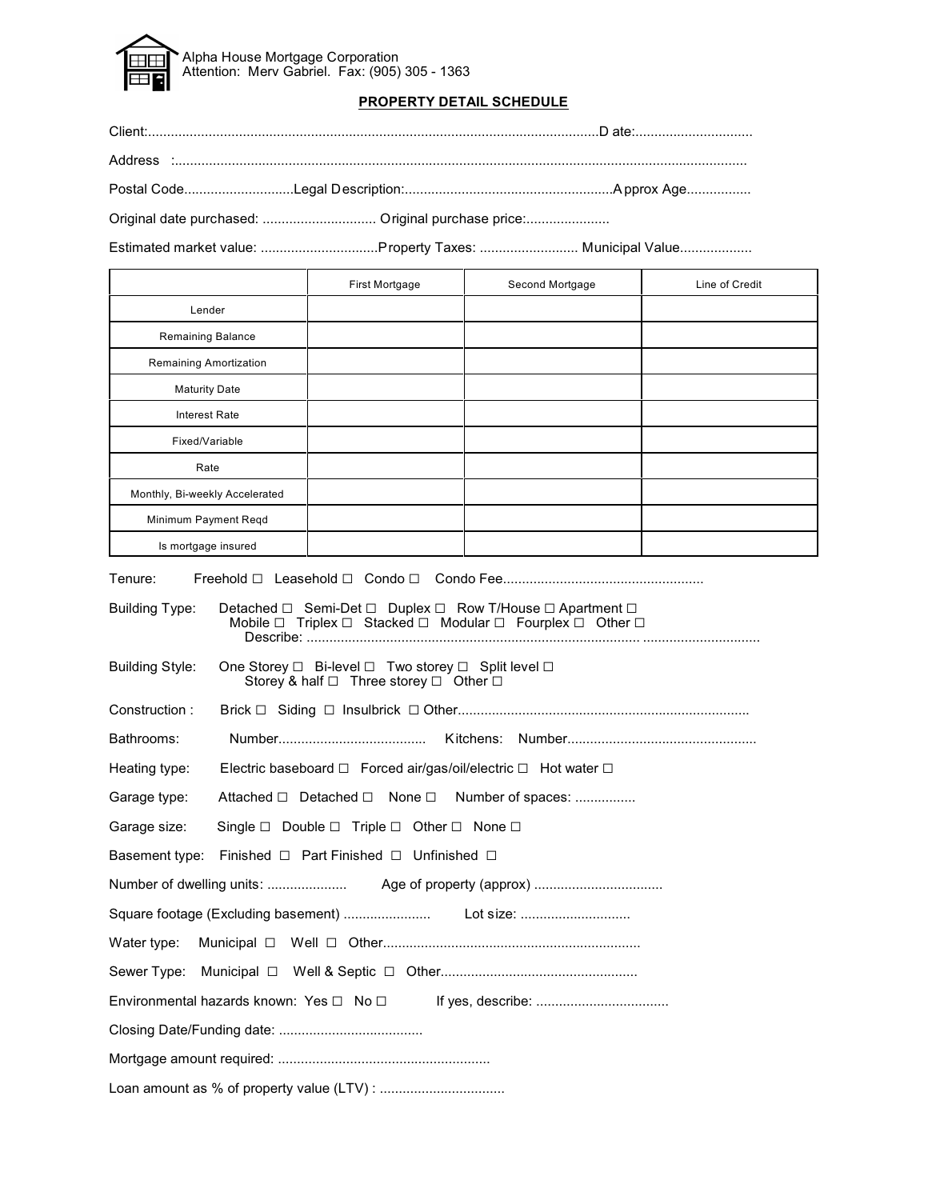Alpha House Mortgage Corporation
Attention: Merv Gabriel. Fax: (905) 305 - 1363

## PROPERTY DETAIL SCHEDULE

Client:........................................................................................................................D ate:..............................

Address :.....................................................................................................................................................

Postal Code............................Legal Description:......................................................A pprox Age................

Original date purchased: .............................. Original purchase price:......................

Estimated market value: ...............................Property Taxes: .......................... Municipal Value..................

| | First Mortgage | Second Mortgage | Line of Credit |
|---|---|---|---|
| Lender | | | |
| Remaining Balance | | | |
| Remaining Amortization | | | |
| Maturity Date | | | |
| Interest Rate | | | |
| Fixed/Variable | | | |
| Rate | | | |
| Monthly, Bi-weekly Accelerated | | | |
| Minimum Payment Reqd | | | |
| Is mortgage insured | | | |

Tenure: Freehold ☐ Leasehold ☐ Condo ☐ Condo Fee....................................................

Building Type: Detached ☐ Semi-Det ☐ Duplex ☐ Row T/House ☐ Apartment ☐
Mobile ☐ Triplex ☐ Stacked ☐ Modular ☐ Fourplex ☐ Other ☐
Describe: ...................................................................................... ..............................

Building Style: One Storey ☐ Bi-level ☐ Two storey ☐ Split level ☐
Storey & half ☐ Three storey ☐ Other ☐

Construction : Brick ☐ Siding ☐ Insulbrick ☐ Other............................................................................

Bathrooms: Number...................................... Kitchens: Number.................................................

Heating type: Electric baseboard ☐ Forced air/gas/oil/electric ☐ Hot water ☐

Garage type: Attached ☐ Detached ☐ None ☐ Number of spaces: ................

Garage size: Single ☐ Double ☐ Triple ☐ Other ☐ None ☐

Basement type: Finished ☐ Part Finished ☐ Unfinished ☐

Number of dwelling units: ..................... Age of property (approx) .................................

Square footage (Excluding basement) ....................... Lot size: ............................

Water type: Municipal ☐ Well ☐ Other...................................................................

Sewer Type: Municipal ☐ Well & Septic ☐ Other...................................................

Environmental hazards known: Yes ☐ No ☐ If yes, describe: ..................................

Closing Date/Funding date: .....................................

Mortgage amount required: .......................................................

Loan amount as % of property value (LTV) : ................................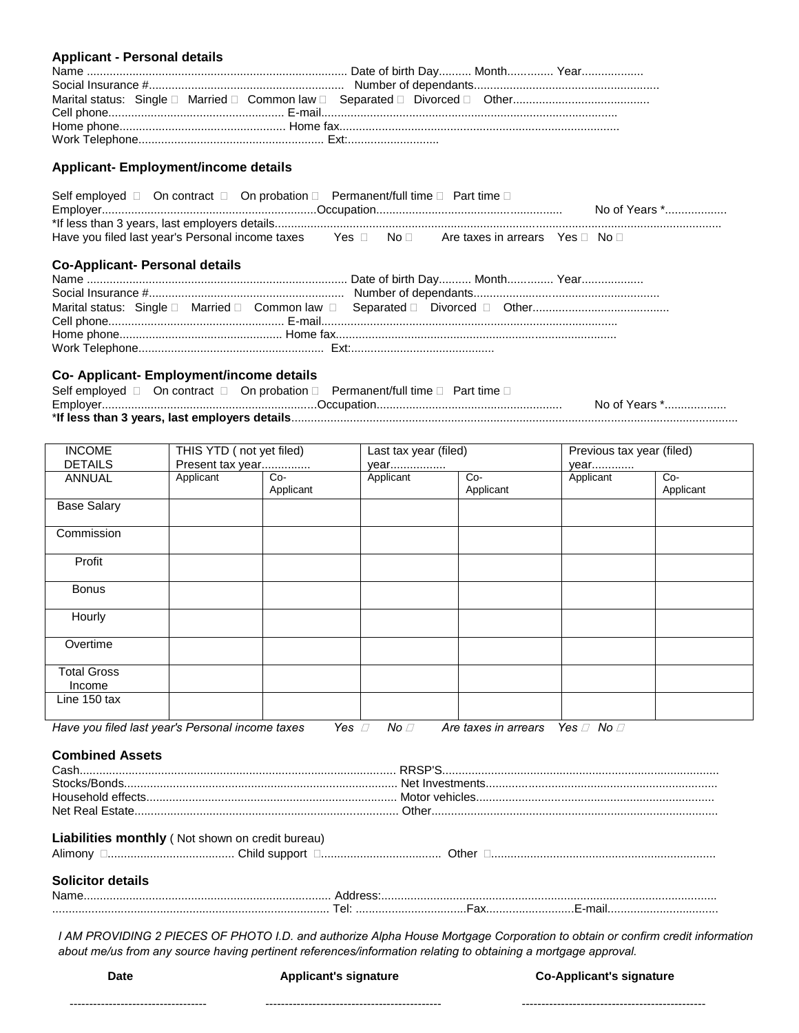### Applicant - Personal details

Name ................................................................................ Date of birth Day.......... Month.............. Year...................
Social Insurance #............................................................ Number of dependants.........................................................
Marital status: Single □ Married □ Common law □ Separated □ Divorced □ Other...........................................
Cell phone...................................................... E-mail..........................................................................................
Home phone.................................................. Home fax.....................................................................................
Work Telephone......................................................... Ext:............................

### Applicant- Employment/income details

Self employed □ On contract □ On probation □ Permanent/full time □ Part time □
Employer..................................................................Occupation......................................................... No of Years *...................
*If less than 3 years, last employers details.....................................................................................................................................
Have you filed last year's Personal income taxes Yes □ No □ Are taxes in arrears Yes □ No □

### Co-Applicant- Personal details

Name ................................................................................ Date of birth Day.......... Month.............. Year...................
Social Insurance #............................................................ Number of dependants.........................................................
Marital status: Single □ Married □ Common law □ Separated □ Divorced □ Other...........................................
Cell phone...................................................... E-mail..........................................................................................
Home phone.................................................. Home fax.....................................................................................
Work Telephone......................................................... Ext:............................................

### Co- Applicant- Employment/income details

Self employed □ On contract □ On probation □ Permanent/full time □ Part time □
Employer..................................................................Occupation......................................................... No of Years *...................
***If less than 3 years, last employers details**.......................................................................................................................................

| INCOME DETAILS | THIS YTD ( not yet filed) Present tax year............... | | Last tax year (filed) year................. | | Previous tax year (filed) year............. | |
|---|---|---|---|---|---|---|
| ANNUAL | Applicant | Co-Applicant | Applicant | Co-Applicant | Applicant | Co-Applicant |
| Base Salary | | | | | | |
| Commission | | | | | | |
| Profit | | | | | | |
| Bonus | | | | | | |
| Hourly | | | | | | |
| Overtime | | | | | | |
| Total Gross Income | | | | | | |
| Line 150 tax | | | | | | |

*Have you filed last year's Personal income taxes Yes □ No □ Are taxes in arrears Yes □ No □*

### Combined Assets

Cash................................................................................................ RRSP'S....................................................................................
Stocks/Bonds.................................................................................... Net Investments.......................................................................
Household effects............................................................................. Motor vehicles.........................................................................
Net Real Estate................................................................................. Other.......................................................................................

### Liabilities monthly ( Not shown on credit bureau)

Alimony □....................................... Child support □..................................... Other □.....................................................................

### Solicitor details

Name............................................................................ Address:.......................................................................................................
..................................................................................... Tel: ..................................Fax...........................E-mail..................................

*I AM PROVIDING 2 PIECES OF PHOTO I.D. and authorize Alpha House Mortgage Corporation to obtain or confirm credit information about me/us from any source having pertinent references/information relating to obtaining a mortgage approval.*

| **Date** | **Applicant's signature** | **Co-Applicant's signature** |
|---|---|---|
| ---------------------------------- | -------------------------------------------- | ---------------------------------------------- |